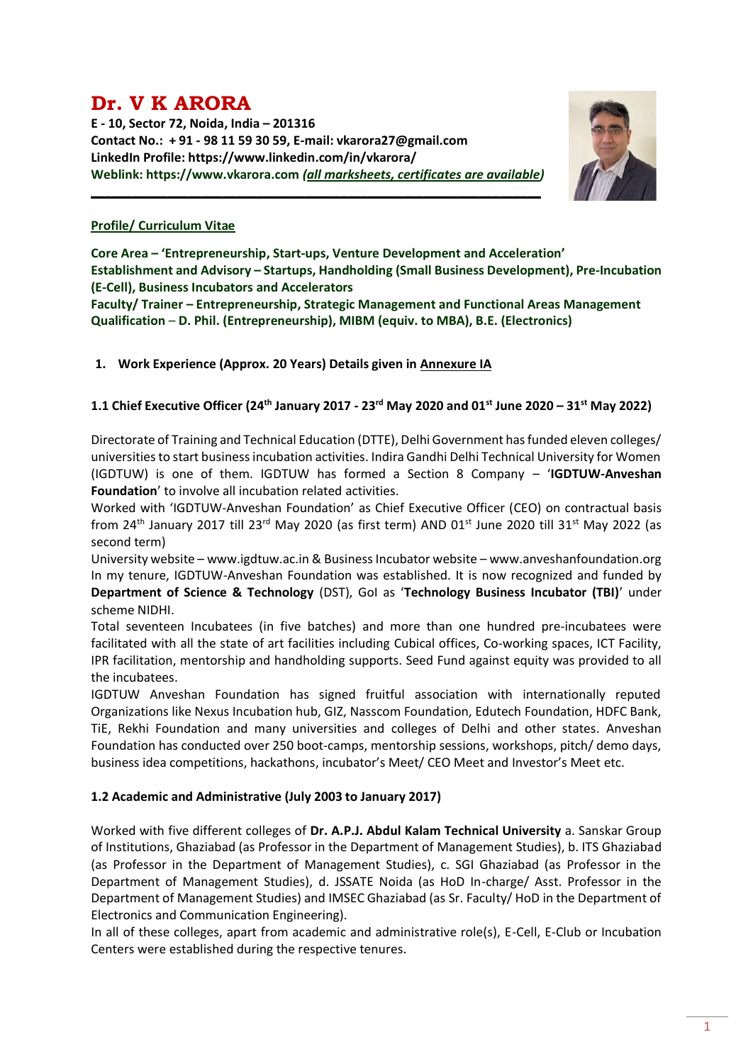# Dr. V K ARORA

**E - 10, Sector 72, Noida, India – 201316**
**Contact No.: + 91 - 98 11 59 30 59, E-mail: vkarora27@gmail.com**
**LinkedIn Profile: https://www.linkedin.com/in/vkarora/**
**Weblink: https://www.vkarora.com** ***(all marksheets, certificates are available)***

---

**Profile/ Curriculum Vitae**

**Core Area – 'Entrepreneurship, Start-ups, Venture Development and Acceleration'**
**Establishment and Advisory – Startups, Handholding (Small Business Development), Pre-Incubation (E-Cell), Business Incubators and Accelerators**
**Faculty/ Trainer – Entrepreneurship, Strategic Management and Functional Areas Management**
**Qualification – D. Phil. (Entrepreneurship), MIBM (equiv. to MBA), B.E. (Electronics)**

## 1. Work Experience (Approx. 20 Years) Details given in Annexure IA

### 1.1 Chief Executive Officer (24th January 2017 - 23rd May 2020 and 01st June 2020 – 31st May 2022)

Directorate of Training and Technical Education (DTTE), Delhi Government has funded eleven colleges/ universities to start business incubation activities. Indira Gandhi Delhi Technical University for Women (IGDTUW) is one of them. IGDTUW has formed a Section 8 Company – '**IGDTUW-Anveshan Foundation**' to involve all incubation related activities.

Worked with 'IGDTUW-Anveshan Foundation' as Chief Executive Officer (CEO) on contractual basis from 24th January 2017 till 23rd May 2020 (as first term) AND 01st June 2020 till 31st May 2022 (as second term)

University website – www.igdtuw.ac.in & Business Incubator website – www.anveshanfoundation.org

In my tenure, IGDTUW-Anveshan Foundation was established. It is now recognized and funded by **Department of Science & Technology** (DST), GoI as '**Technology Business Incubator (TBI)**' under scheme NIDHI.

Total seventeen Incubatees (in five batches) and more than one hundred pre-incubatees were facilitated with all the state of art facilities including Cubical offices, Co-working spaces, ICT Facility, IPR facilitation, mentorship and handholding supports. Seed Fund against equity was provided to all the incubatees.

IGDTUW Anveshan Foundation has signed fruitful association with internationally reputed Organizations like Nexus Incubation hub, GIZ, Nasscom Foundation, Edutech Foundation, HDFC Bank, TiE, Rekhi Foundation and many universities and colleges of Delhi and other states. Anveshan Foundation has conducted over 250 boot-camps, mentorship sessions, workshops, pitch/ demo days, business idea competitions, hackathons, incubator's Meet/ CEO Meet and Investor's Meet etc.

### 1.2 Academic and Administrative (July 2003 to January 2017)

Worked with five different colleges of **Dr. A.P.J. Abdul Kalam Technical University** a. Sanskar Group of Institutions, Ghaziabad (as Professor in the Department of Management Studies), b. ITS Ghaziabad (as Professor in the Department of Management Studies), c. SGI Ghaziabad (as Professor in the Department of Management Studies), d. JSSATE Noida (as HoD In-charge/ Asst. Professor in the Department of Management Studies) and IMSEC Ghaziabad (as Sr. Faculty/ HoD in the Department of Electronics and Communication Engineering).

In all of these colleges, apart from academic and administrative role(s), E-Cell, E-Club or Incubation Centers were established during the respective tenures.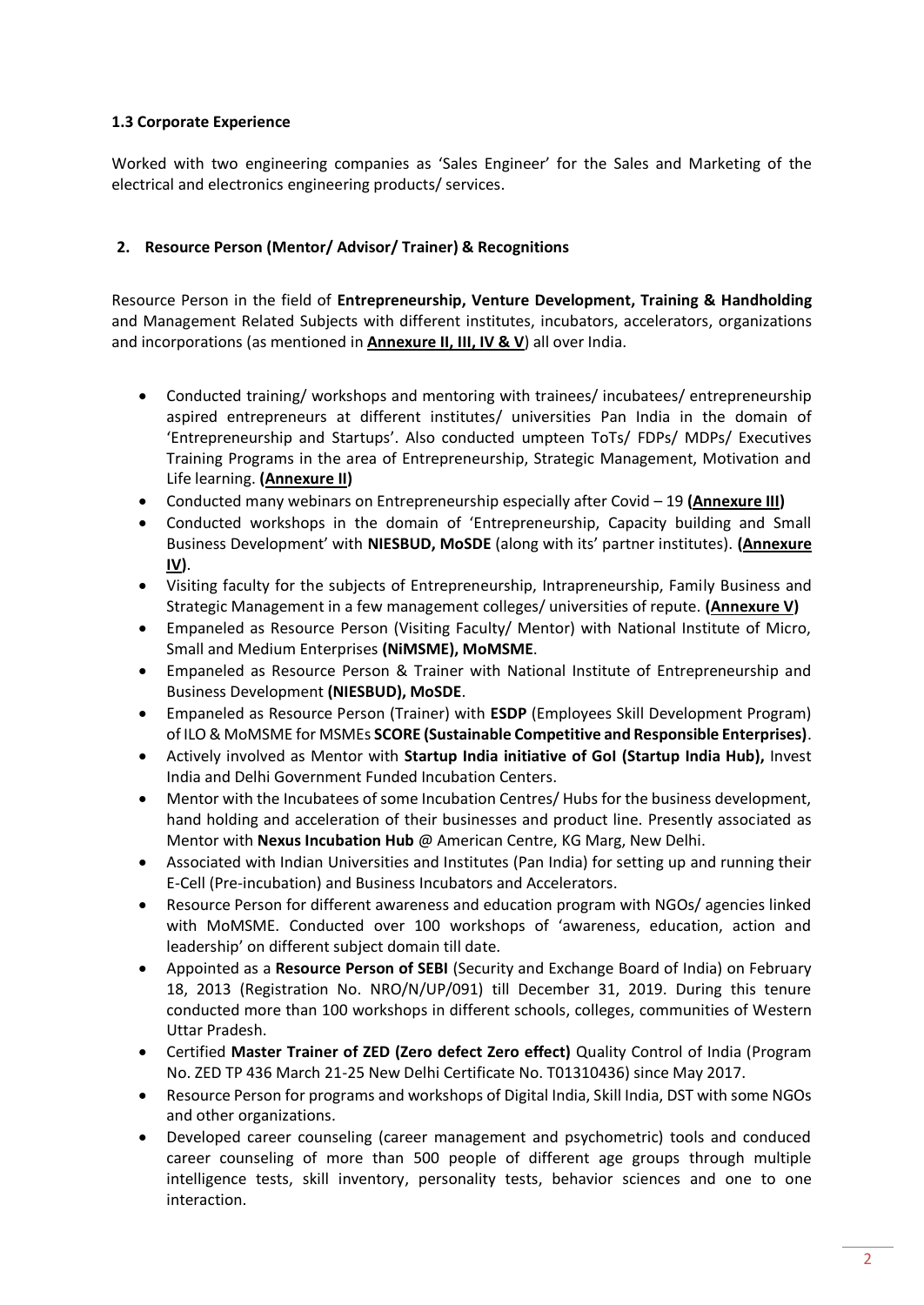### 1.3 Corporate Experience

Worked with two engineering companies as 'Sales Engineer' for the Sales and Marketing of the electrical and electronics engineering products/ services.

## 2. Resource Person (Mentor/ Advisor/ Trainer) & Recognitions

Resource Person in the field of **Entrepreneurship, Venture Development, Training & Handholding** and Management Related Subjects with different institutes, incubators, accelerators, organizations and incorporations (as mentioned in **Annexure II, III, IV & V**) all over India.

- Conducted training/ workshops and mentoring with trainees/ incubatees/ entrepreneurship aspired entrepreneurs at different institutes/ universities Pan India in the domain of 'Entrepreneurship and Startups'. Also conducted umpteen ToTs/ FDPs/ MDPs/ Executives Training Programs in the area of Entrepreneurship, Strategic Management, Motivation and Life learning. **(Annexure II)**
- Conducted many webinars on Entrepreneurship especially after Covid – 19 **(Annexure III)**
- Conducted workshops in the domain of 'Entrepreneurship, Capacity building and Small Business Development' with **NIESBUD, MoSDE** (along with its' partner institutes). **(Annexure IV)**.
- Visiting faculty for the subjects of Entrepreneurship, Intrapreneurship, Family Business and Strategic Management in a few management colleges/ universities of repute. **(Annexure V)**
- Empaneled as Resource Person (Visiting Faculty/ Mentor) with National Institute of Micro, Small and Medium Enterprises **(NiMSME), MoMSME**.
- Empaneled as Resource Person & Trainer with National Institute of Entrepreneurship and Business Development **(NIESBUD), MoSDE**.
- Empaneled as Resource Person (Trainer) with **ESDP** (Employees Skill Development Program) of ILO & MoMSME for MSMEs **SCORE (Sustainable Competitive and Responsible Enterprises)**.
- Actively involved as Mentor with **Startup India initiative of GoI (Startup India Hub),** Invest India and Delhi Government Funded Incubation Centers.
- Mentor with the Incubatees of some Incubation Centres/ Hubs for the business development, hand holding and acceleration of their businesses and product line. Presently associated as Mentor with **Nexus Incubation Hub** @ American Centre, KG Marg, New Delhi.
- Associated with Indian Universities and Institutes (Pan India) for setting up and running their E-Cell (Pre-incubation) and Business Incubators and Accelerators.
- Resource Person for different awareness and education program with NGOs/ agencies linked with MoMSME. Conducted over 100 workshops of 'awareness, education, action and leadership' on different subject domain till date.
- Appointed as a **Resource Person of SEBI** (Security and Exchange Board of India) on February 18, 2013 (Registration No. NRO/N/UP/091) till December 31, 2019. During this tenure conducted more than 100 workshops in different schools, colleges, communities of Western Uttar Pradesh.
- Certified **Master Trainer of ZED (Zero defect Zero effect)** Quality Control of India (Program No. ZED TP 436 March 21-25 New Delhi Certificate No. T01310436) since May 2017.
- Resource Person for programs and workshops of Digital India, Skill India, DST with some NGOs and other organizations.
- Developed career counseling (career management and psychometric) tools and conduced career counseling of more than 500 people of different age groups through multiple intelligence tests, skill inventory, personality tests, behavior sciences and one to one interaction.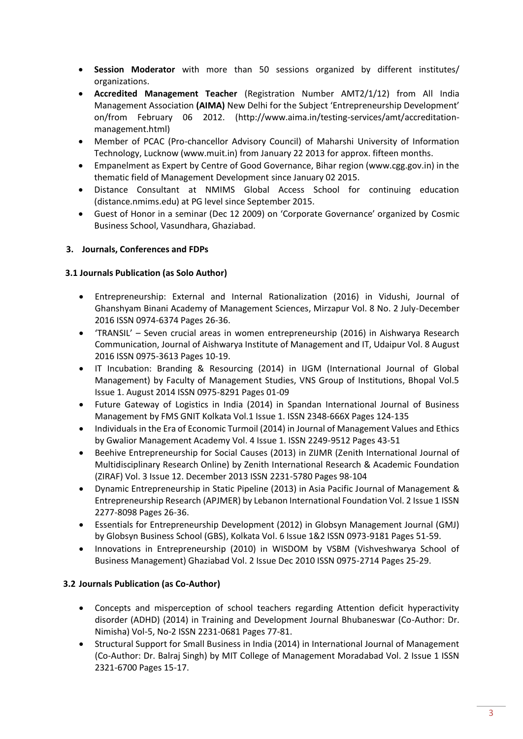- **Session Moderator** with more than 50 sessions organized by different institutes/ organizations.
- **Accredited Management Teacher** (Registration Number AMT2/1/12) from All India Management Association **(AIMA)** New Delhi for the Subject 'Entrepreneurship Development' on/from February 06 2012. (http://www.aima.in/testing-services/amt/accreditation-management.html)
- Member of PCAC (Pro-chancellor Advisory Council) of Maharshi University of Information Technology, Lucknow (www.muit.in) from January 22 2013 for approx. fifteen months.
- Empanelment as Expert by Centre of Good Governance, Bihar region (www.cgg.gov.in) in the thematic field of Management Development since January 02 2015.
- Distance Consultant at NMIMS Global Access School for continuing education (distance.nmims.edu) at PG level since September 2015.
- Guest of Honor in a seminar (Dec 12 2009) on 'Corporate Governance' organized by Cosmic Business School, Vasundhara, Ghaziabad.

## 3. Journals, Conferences and FDPs

### 3.1 Journals Publication (as Solo Author)

- Entrepreneurship: External and Internal Rationalization (2016) in Vidushi, Journal of Ghanshyam Binani Academy of Management Sciences, Mirzapur Vol. 8 No. 2 July-December 2016 ISSN 0974-6374 Pages 26-36.
- 'TRANSIL' – Seven crucial areas in women entrepreneurship (2016) in Aishwarya Research Communication, Journal of Aishwarya Institute of Management and IT, Udaipur Vol. 8 August 2016 ISSN 0975-3613 Pages 10-19.
- IT Incubation: Branding & Resourcing (2014) in IJGM (International Journal of Global Management) by Faculty of Management Studies, VNS Group of Institutions, Bhopal Vol.5 Issue 1. August 2014 ISSN 0975-8291 Pages 01-09
- Future Gateway of Logistics in India (2014) in Spandan International Journal of Business Management by FMS GNIT Kolkata Vol.1 Issue 1. ISSN 2348-666X Pages 124-135
- Individuals in the Era of Economic Turmoil (2014) in Journal of Management Values and Ethics by Gwalior Management Academy Vol. 4 Issue 1. ISSN 2249-9512 Pages 43-51
- Beehive Entrepreneurship for Social Causes (2013) in ZIJMR (Zenith International Journal of Multidisciplinary Research Online) by Zenith International Research & Academic Foundation (ZIRAF) Vol. 3 Issue 12. December 2013 ISSN 2231-5780 Pages 98-104
- Dynamic Entrepreneurship in Static Pipeline (2013) in Asia Pacific Journal of Management & Entrepreneurship Research (APJMER) by Lebanon International Foundation Vol. 2 Issue 1 ISSN 2277-8098 Pages 26-36.
- Essentials for Entrepreneurship Development (2012) in Globsyn Management Journal (GMJ) by Globsyn Business School (GBS), Kolkata Vol. 6 Issue 1&2 ISSN 0973-9181 Pages 51-59.
- Innovations in Entrepreneurship (2010) in WISDOM by VSBM (Vishveshwarya School of Business Management) Ghaziabad Vol. 2 Issue Dec 2010 ISSN 0975-2714 Pages 25-29.

### 3.2 Journals Publication (as Co-Author)

- Concepts and misperception of school teachers regarding Attention deficit hyperactivity disorder (ADHD) (2014) in Training and Development Journal Bhubaneswar (Co-Author: Dr. Nimisha) Vol-5, No-2 ISSN 2231-0681 Pages 77-81.
- Structural Support for Small Business in India (2014) in International Journal of Management (Co-Author: Dr. Balraj Singh) by MIT College of Management Moradabad Vol. 2 Issue 1 ISSN 2321-6700 Pages 15-17.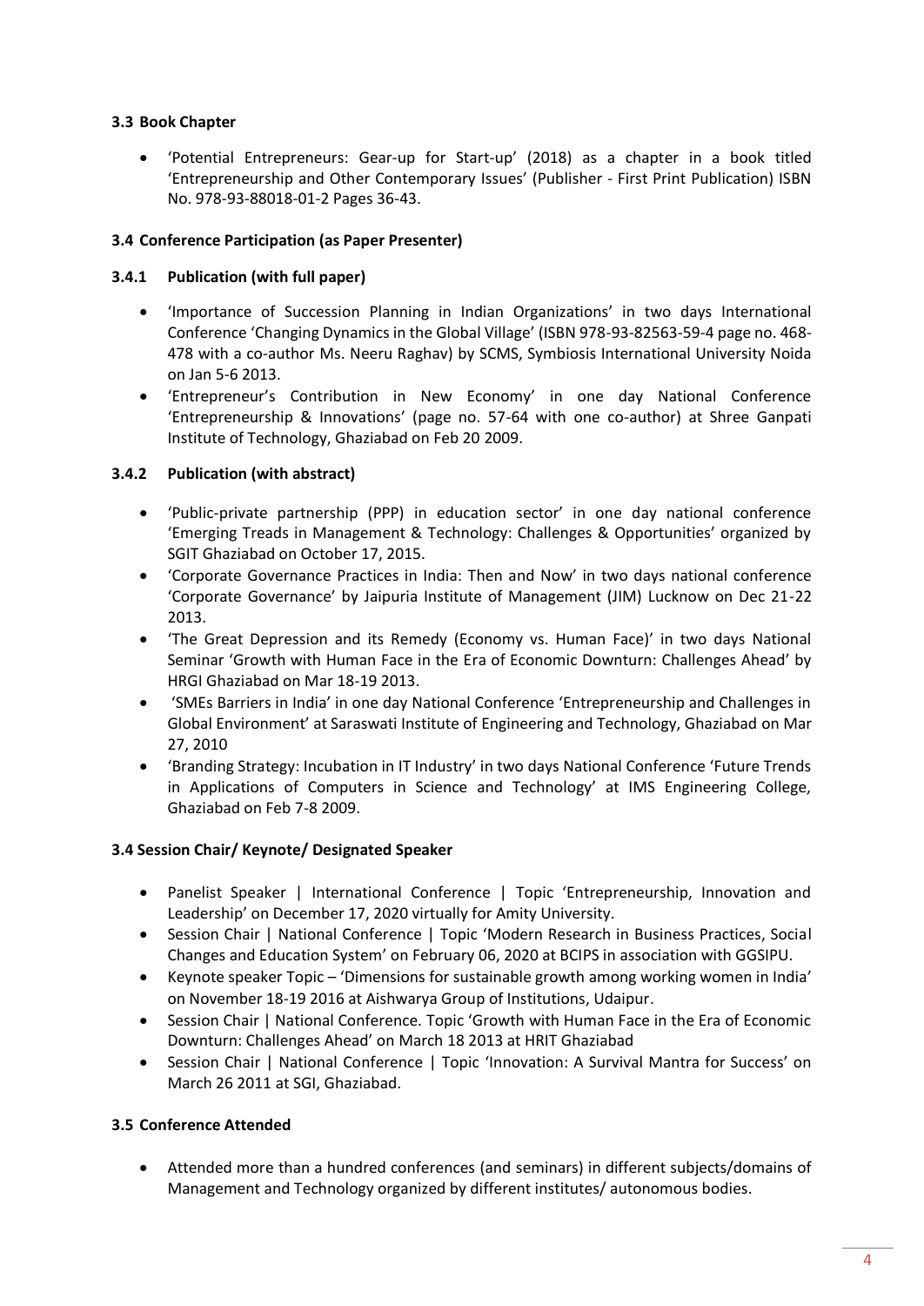### 3.3 Book Chapter

- 'Potential Entrepreneurs: Gear-up for Start-up' (2018) as a chapter in a book titled 'Entrepreneurship and Other Contemporary Issues' (Publisher - First Print Publication) ISBN No. 978-93-88018-01-2 Pages 36-43.

### 3.4 Conference Participation (as Paper Presenter)

#### 3.4.1 Publication (with full paper)

- 'Importance of Succession Planning in Indian Organizations' in two days International Conference 'Changing Dynamics in the Global Village' (ISBN 978-93-82563-59-4 page no. 468-478 with a co-author Ms. Neeru Raghav) by SCMS, Symbiosis International University Noida on Jan 5-6 2013.
- 'Entrepreneur's Contribution in New Economy' in one day National Conference 'Entrepreneurship & Innovations' (page no. 57-64 with one co-author) at Shree Ganpati Institute of Technology, Ghaziabad on Feb 20 2009.

#### 3.4.2 Publication (with abstract)

- 'Public-private partnership (PPP) in education sector' in one day national conference 'Emerging Treads in Management & Technology: Challenges & Opportunities' organized by SGIT Ghaziabad on October 17, 2015.
- 'Corporate Governance Practices in India: Then and Now' in two days national conference 'Corporate Governance' by Jaipuria Institute of Management (JIM) Lucknow on Dec 21-22 2013.
- 'The Great Depression and its Remedy (Economy vs. Human Face)' in two days National Seminar 'Growth with Human Face in the Era of Economic Downturn: Challenges Ahead' by HRGI Ghaziabad on Mar 18-19 2013.
- 'SMEs Barriers in India' in one day National Conference 'Entrepreneurship and Challenges in Global Environment' at Saraswati Institute of Engineering and Technology, Ghaziabad on Mar 27, 2010
- 'Branding Strategy: Incubation in IT Industry' in two days National Conference 'Future Trends in Applications of Computers in Science and Technology' at IMS Engineering College, Ghaziabad on Feb 7-8 2009.

### 3.4 Session Chair/ Keynote/ Designated Speaker

- Panelist Speaker | International Conference | Topic 'Entrepreneurship, Innovation and Leadership' on December 17, 2020 virtually for Amity University.
- Session Chair | National Conference | Topic 'Modern Research in Business Practices, Social Changes and Education System' on February 06, 2020 at BCIPS in association with GGSIPU.
- Keynote speaker Topic – 'Dimensions for sustainable growth among working women in India' on November 18-19 2016 at Aishwarya Group of Institutions, Udaipur.
- Session Chair | National Conference. Topic 'Growth with Human Face in the Era of Economic Downturn: Challenges Ahead' on March 18 2013 at HRIT Ghaziabad
- Session Chair | National Conference | Topic 'Innovation: A Survival Mantra for Success' on March 26 2011 at SGI, Ghaziabad.

### 3.5 Conference Attended

- Attended more than a hundred conferences (and seminars) in different subjects/domains of Management and Technology organized by different institutes/ autonomous bodies.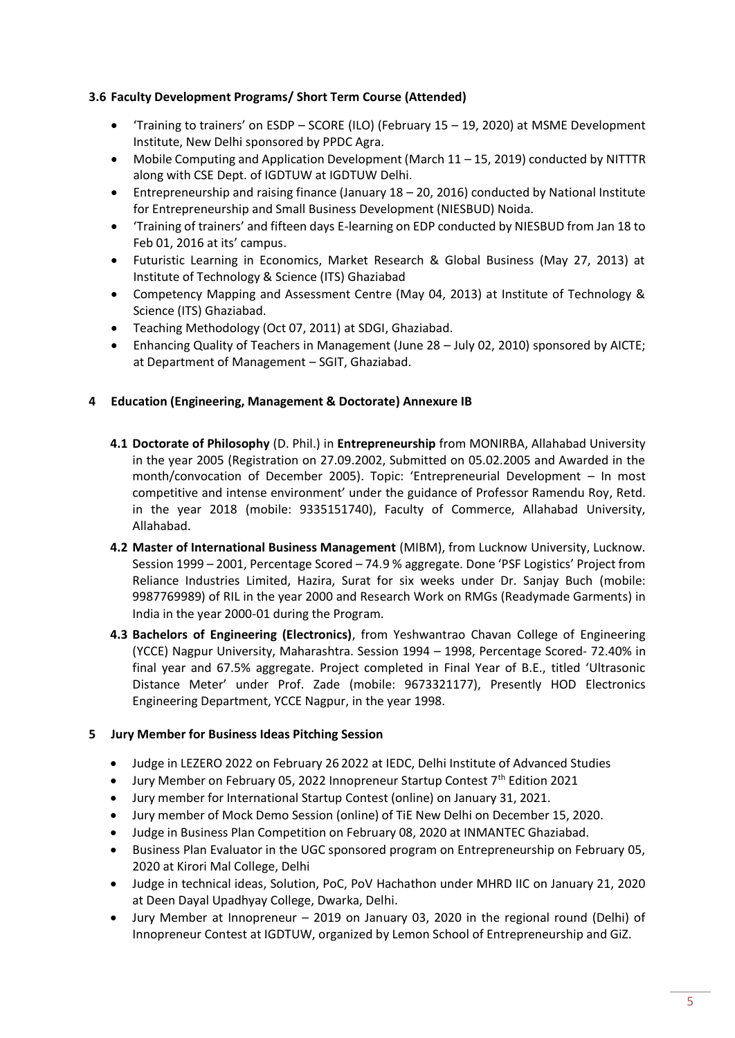### 3.6 Faculty Development Programs/ Short Term Course (Attended)

- 'Training to trainers' on ESDP – SCORE (ILO) (February 15 – 19, 2020) at MSME Development Institute, New Delhi sponsored by PPDC Agra.
- Mobile Computing and Application Development (March 11 – 15, 2019) conducted by NITTTR along with CSE Dept. of IGDTUW at IGDTUW Delhi.
- Entrepreneurship and raising finance (January 18 – 20, 2016) conducted by National Institute for Entrepreneurship and Small Business Development (NIESBUD) Noida.
- 'Training of trainers' and fifteen days E-learning on EDP conducted by NIESBUD from Jan 18 to Feb 01, 2016 at its' campus.
- Futuristic Learning in Economics, Market Research & Global Business (May 27, 2013) at Institute of Technology & Science (ITS) Ghaziabad
- Competency Mapping and Assessment Centre (May 04, 2013) at Institute of Technology & Science (ITS) Ghaziabad.
- Teaching Methodology (Oct 07, 2011) at SDGI, Ghaziabad.
- Enhancing Quality of Teachers in Management (June 28 – July 02, 2010) sponsored by AICTE; at Department of Management – SGIT, Ghaziabad.

## 4 Education (Engineering, Management & Doctorate) Annexure IB

**4.1 Doctorate of Philosophy** (D. Phil.) in **Entrepreneurship** from MONIRBA, Allahabad University in the year 2005 (Registration on 27.09.2002, Submitted on 05.02.2005 and Awarded in the month/convocation of December 2005). Topic: 'Entrepreneurial Development – In most competitive and intense environment' under the guidance of Professor Ramendu Roy, Retd. in the year 2018 (mobile: 9335151740), Faculty of Commerce, Allahabad University, Allahabad.

**4.2 Master of International Business Management** (MIBM), from Lucknow University, Lucknow. Session 1999 – 2001, Percentage Scored – 74.9 % aggregate. Done 'PSF Logistics' Project from Reliance Industries Limited, Hazira, Surat for six weeks under Dr. Sanjay Buch (mobile: 9987769989) of RIL in the year 2000 and Research Work on RMGs (Readymade Garments) in India in the year 2000-01 during the Program.

**4.3 Bachelors of Engineering (Electronics)**, from Yeshwantrao Chavan College of Engineering (YCCE) Nagpur University, Maharashtra. Session 1994 – 1998, Percentage Scored- 72.40% in final year and 67.5% aggregate. Project completed in Final Year of B.E., titled 'Ultrasonic Distance Meter' under Prof. Zade (mobile: 9673321177), Presently HOD Electronics Engineering Department, YCCE Nagpur, in the year 1998.

## 5 Jury Member for Business Ideas Pitching Session

- Judge in LEZERO 2022 on February 26 2022 at IEDC, Delhi Institute of Advanced Studies
- Jury Member on February 05, 2022 Innopreneur Startup Contest 7th Edition 2021
- Jury member for International Startup Contest (online) on January 31, 2021.
- Jury member of Mock Demo Session (online) of TiE New Delhi on December 15, 2020.
- Judge in Business Plan Competition on February 08, 2020 at INMANTEC Ghaziabad.
- Business Plan Evaluator in the UGC sponsored program on Entrepreneurship on February 05, 2020 at Kirori Mal College, Delhi
- Judge in technical ideas, Solution, PoC, PoV Hachathon under MHRD IIC on January 21, 2020 at Deen Dayal Upadhyay College, Dwarka, Delhi.
- Jury Member at Innopreneur – 2019 on January 03, 2020 in the regional round (Delhi) of Innopreneur Contest at IGDTUW, organized by Lemon School of Entrepreneurship and GiZ.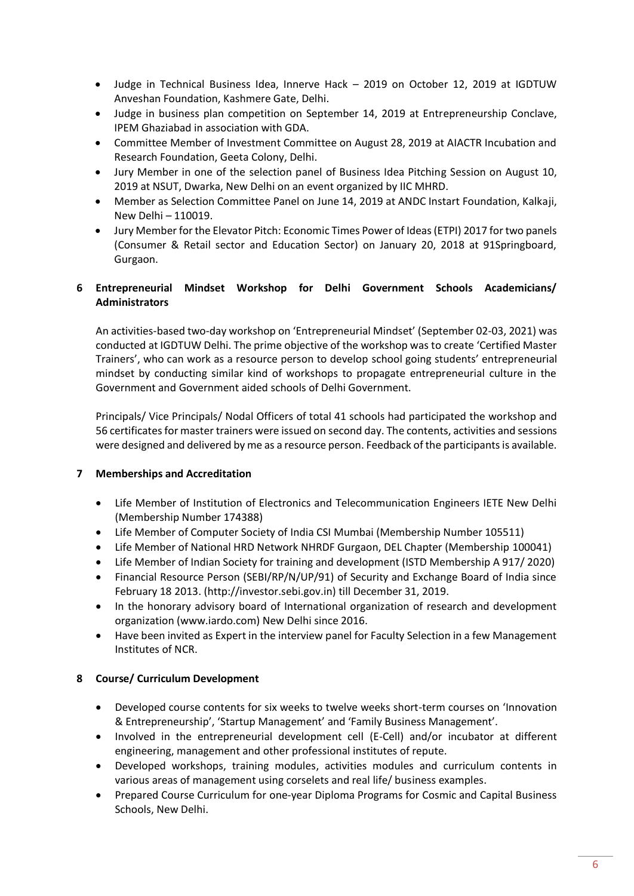- Judge in Technical Business Idea, Innerve Hack – 2019 on October 12, 2019 at IGDTUW Anveshan Foundation, Kashmere Gate, Delhi.
- Judge in business plan competition on September 14, 2019 at Entrepreneurship Conclave, IPEM Ghaziabad in association with GDA.
- Committee Member of Investment Committee on August 28, 2019 at AIACTR Incubation and Research Foundation, Geeta Colony, Delhi.
- Jury Member in one of the selection panel of Business Idea Pitching Session on August 10, 2019 at NSUT, Dwarka, New Delhi on an event organized by IIC MHRD.
- Member as Selection Committee Panel on June 14, 2019 at ANDC Instart Foundation, Kalkaji, New Delhi – 110019.
- Jury Member for the Elevator Pitch: Economic Times Power of Ideas (ETPI) 2017 for two panels (Consumer & Retail sector and Education Sector) on January 20, 2018 at 91Springboard, Gurgaon.

## 6 Entrepreneurial Mindset Workshop for Delhi Government Schools Academicians/ Administrators

An activities-based two-day workshop on 'Entrepreneurial Mindset' (September 02-03, 2021) was conducted at IGDTUW Delhi. The prime objective of the workshop was to create 'Certified Master Trainers', who can work as a resource person to develop school going students' entrepreneurial mindset by conducting similar kind of workshops to propagate entrepreneurial culture in the Government and Government aided schools of Delhi Government.

Principals/ Vice Principals/ Nodal Officers of total 41 schools had participated the workshop and 56 certificates for master trainers were issued on second day. The contents, activities and sessions were designed and delivered by me as a resource person. Feedback of the participants is available.

## 7 Memberships and Accreditation

- Life Member of Institution of Electronics and Telecommunication Engineers IETE New Delhi (Membership Number 174388)
- Life Member of Computer Society of India CSI Mumbai (Membership Number 105511)
- Life Member of National HRD Network NHRDF Gurgaon, DEL Chapter (Membership 100041)
- Life Member of Indian Society for training and development (ISTD Membership A 917/ 2020)
- Financial Resource Person (SEBI/RP/N/UP/91) of Security and Exchange Board of India since February 18 2013. (http://investor.sebi.gov.in) till December 31, 2019.
- In the honorary advisory board of International organization of research and development organization (www.iardo.com) New Delhi since 2016.
- Have been invited as Expert in the interview panel for Faculty Selection in a few Management Institutes of NCR.

## 8 Course/ Curriculum Development

- Developed course contents for six weeks to twelve weeks short-term courses on 'Innovation & Entrepreneurship', 'Startup Management' and 'Family Business Management'.
- Involved in the entrepreneurial development cell (E-Cell) and/or incubator at different engineering, management and other professional institutes of repute.
- Developed workshops, training modules, activities modules and curriculum contents in various areas of management using corselets and real life/ business examples.
- Prepared Course Curriculum for one-year Diploma Programs for Cosmic and Capital Business Schools, New Delhi.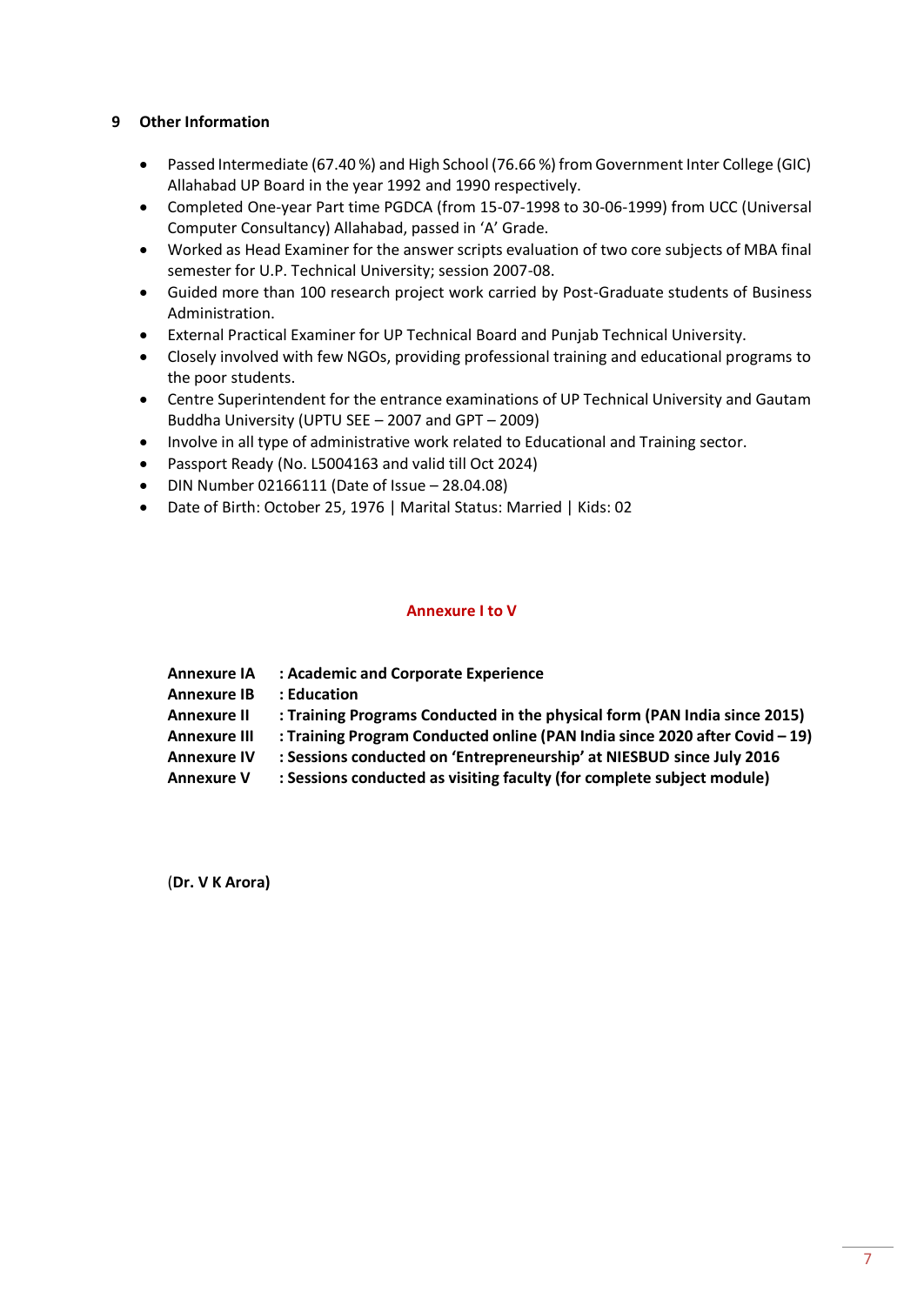## 9 Other Information

- Passed Intermediate (67.40 %) and High School (76.66 %) from Government Inter College (GIC) Allahabad UP Board in the year 1992 and 1990 respectively.
- Completed One-year Part time PGDCA (from 15-07-1998 to 30-06-1999) from UCC (Universal Computer Consultancy) Allahabad, passed in 'A' Grade.
- Worked as Head Examiner for the answer scripts evaluation of two core subjects of MBA final semester for U.P. Technical University; session 2007-08.
- Guided more than 100 research project work carried by Post-Graduate students of Business Administration.
- External Practical Examiner for UP Technical Board and Punjab Technical University.
- Closely involved with few NGOs, providing professional training and educational programs to the poor students.
- Centre Superintendent for the entrance examinations of UP Technical University and Gautam Buddha University (UPTU SEE – 2007 and GPT – 2009)
- Involve in all type of administrative work related to Educational and Training sector.
- Passport Ready (No. L5004163 and valid till Oct 2024)
- DIN Number 02166111 (Date of Issue – 28.04.08)
- Date of Birth: October 25, 1976 | Marital Status: Married | Kids: 02

**Annexure I to V**

**Annexure IA : Academic and Corporate Experience**
**Annexure IB : Education**
**Annexure II : Training Programs Conducted in the physical form (PAN India since 2015)**
**Annexure III : Training Program Conducted online (PAN India since 2020 after Covid – 19)**
**Annexure IV : Sessions conducted on 'Entrepreneurship' at NIESBUD since July 2016**
**Annexure V : Sessions conducted as visiting faculty (for complete subject module)**

(**Dr. V K Arora)**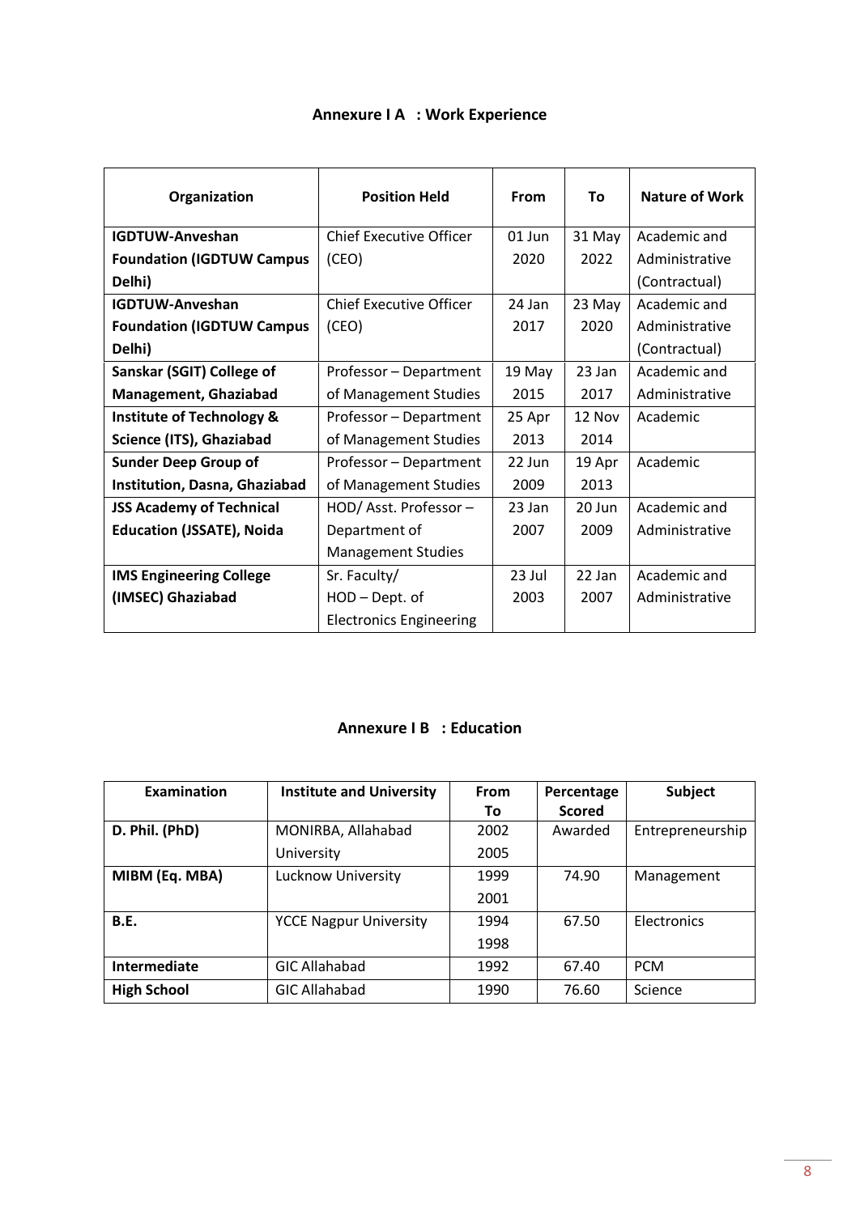## Annexure I A : Work Experience

| Organization | Position Held | From | To | Nature of Work |
|---|---|---|---|---|
| **IGDTUW-Anveshan Foundation (IGDTUW Campus Delhi)** | Chief Executive Officer (CEO) | 01 Jun 2020 | 31 May 2022 | Academic and Administrative (Contractual) |
| **IGDTUW-Anveshan Foundation (IGDTUW Campus Delhi)** | Chief Executive Officer (CEO) | 24 Jan 2017 | 23 May 2020 | Academic and Administrative (Contractual) |
| **Sanskar (SGIT) College of Management, Ghaziabad** | Professor – Department of Management Studies | 19 May 2015 | 23 Jan 2017 | Academic and Administrative |
| **Institute of Technology & Science (ITS), Ghaziabad** | Professor – Department of Management Studies | 25 Apr 2013 | 12 Nov 2014 | Academic |
| **Sunder Deep Group of Institution, Dasna, Ghaziabad** | Professor – Department of Management Studies | 22 Jun 2009 | 19 Apr 2013 | Academic |
| **JSS Academy of Technical Education (JSSATE), Noida** | HOD/ Asst. Professor – Department of Management Studies | 23 Jan 2007 | 20 Jun 2009 | Academic and Administrative |
| **IMS Engineering College (IMSEC) Ghaziabad** | Sr. Faculty/ HOD – Dept. of Electronics Engineering | 23 Jul 2003 | 22 Jan 2007 | Academic and Administrative |

## Annexure I B : Education

| Examination | Institute and University | From To | Percentage Scored | Subject |
|---|---|---|---|---|
| **D. Phil. (PhD)** | MONIRBA, Allahabad University | 2002 2005 | Awarded | Entrepreneurship |
| **MIBM (Eq. MBA)** | Lucknow University | 1999 2001 | 74.90 | Management |
| **B.E.** | YCCE Nagpur University | 1994 1998 | 67.50 | Electronics |
| **Intermediate** | GIC Allahabad | 1992 | 67.40 | PCM |
| **High School** | GIC Allahabad | 1990 | 76.60 | Science |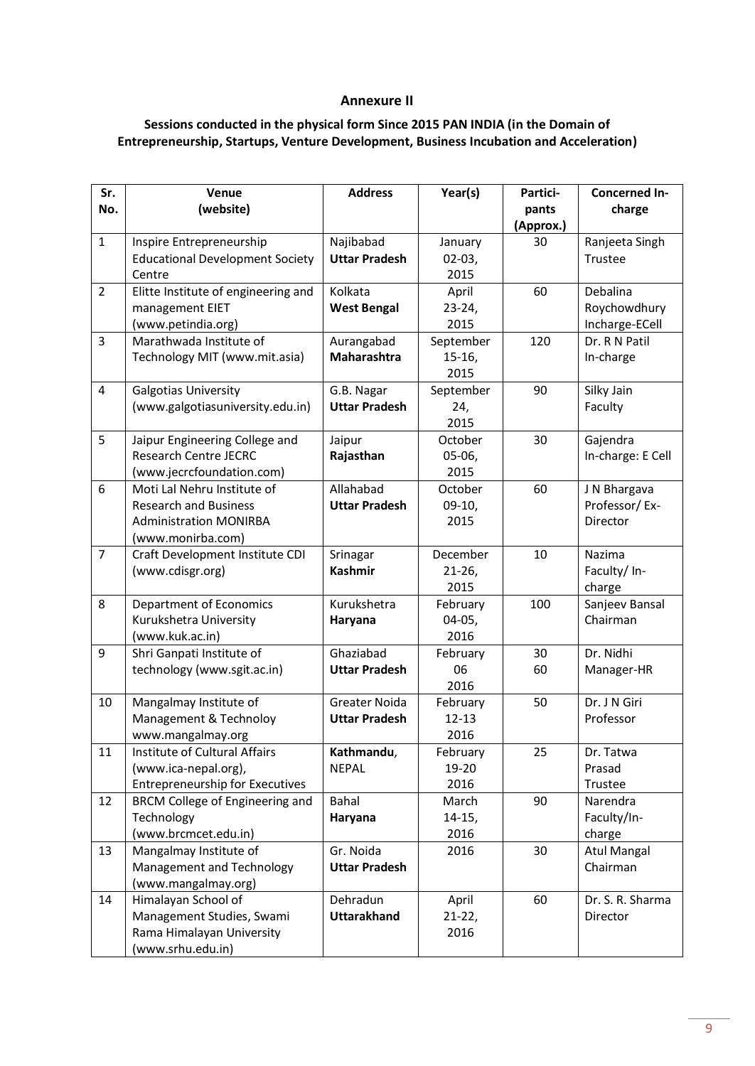### Annexure II

**Sessions conducted in the physical form Since 2015 PAN INDIA (in the Domain of Entrepreneurship, Startups, Venture Development, Business Incubation and Acceleration)**

| Sr. No. | Venue (website) | Address | Year(s) | Participants (Approx.) | Concerned In-charge |
|---|---|---|---|---|---|
| 1 | Inspire Entrepreneurship Educational Development Society Centre | Najibabad **Uttar Pradesh** | January 02-03, 2015 | 30 | Ranjeeta Singh Trustee |
| 2 | Elitte Institute of engineering and management EIET (www.petindia.org) | Kolkata **West Bengal** | April 23-24, 2015 | 60 | Debalina Roychowdhury Incharge-ECell |
| 3 | Marathwada Institute of Technology MIT (www.mit.asia) | Aurangabad **Maharashtra** | September 15-16, 2015 | 120 | Dr. R N Patil In-charge |
| 4 | Galgotias University (www.galgotiasuniversity.edu.in) | G.B. Nagar **Uttar Pradesh** | September 24, 2015 | 90 | Silky Jain Faculty |
| 5 | Jaipur Engineering College and Research Centre JECRC (www.jecrcfoundation.com) | Jaipur **Rajasthan** | October 05-06, 2015 | 30 | Gajendra In-charge: E Cell |
| 6 | Moti Lal Nehru Institute of Research and Business Administration MONIRBA (www.monirba.com) | Allahabad **Uttar Pradesh** | October 09-10, 2015 | 60 | J N Bhargava Professor/ Ex-Director |
| 7 | Craft Development Institute CDI (www.cdisgr.org) | Srinagar **Kashmir** | December 21-26, 2015 | 10 | Nazima Faculty/ In-charge |
| 8 | Department of Economics Kurukshetra University (www.kuk.ac.in) | Kurukshetra **Haryana** | February 04-05, 2016 | 100 | Sanjeev Bansal Chairman |
| 9 | Shri Ganpati Institute of technology (www.sgit.ac.in) | Ghaziabad **Uttar Pradesh** | February 06 2016 | 30 60 | Dr. Nidhi Manager-HR |
| 10 | Mangalmay Institute of Management & Technoloy www.mangalmay.org | Greater Noida **Uttar Pradesh** | February 12-13 2016 | 50 | Dr. J N Giri Professor |
| 11 | Institute of Cultural Affairs (www.ica-nepal.org), Entrepreneurship for Executives | **Kathmandu**, NEPAL | February 19-20 2016 | 25 | Dr. Tatwa Prasad Trustee |
| 12 | BRCM College of Engineering and Technology (www.brcmcet.edu.in) | Bahal **Haryana** | March 14-15, 2016 | 90 | Narendra Faculty/In-charge |
| 13 | Mangalmay Institute of Management and Technology (www.mangalmay.org) | Gr. Noida **Uttar Pradesh** | 2016 | 30 | Atul Mangal Chairman |
| 14 | Himalayan School of Management Studies, Swami Rama Himalayan University (www.srhu.edu.in) | Dehradun **Uttarakhand** | April 21-22, 2016 | 60 | Dr. S. R. Sharma Director |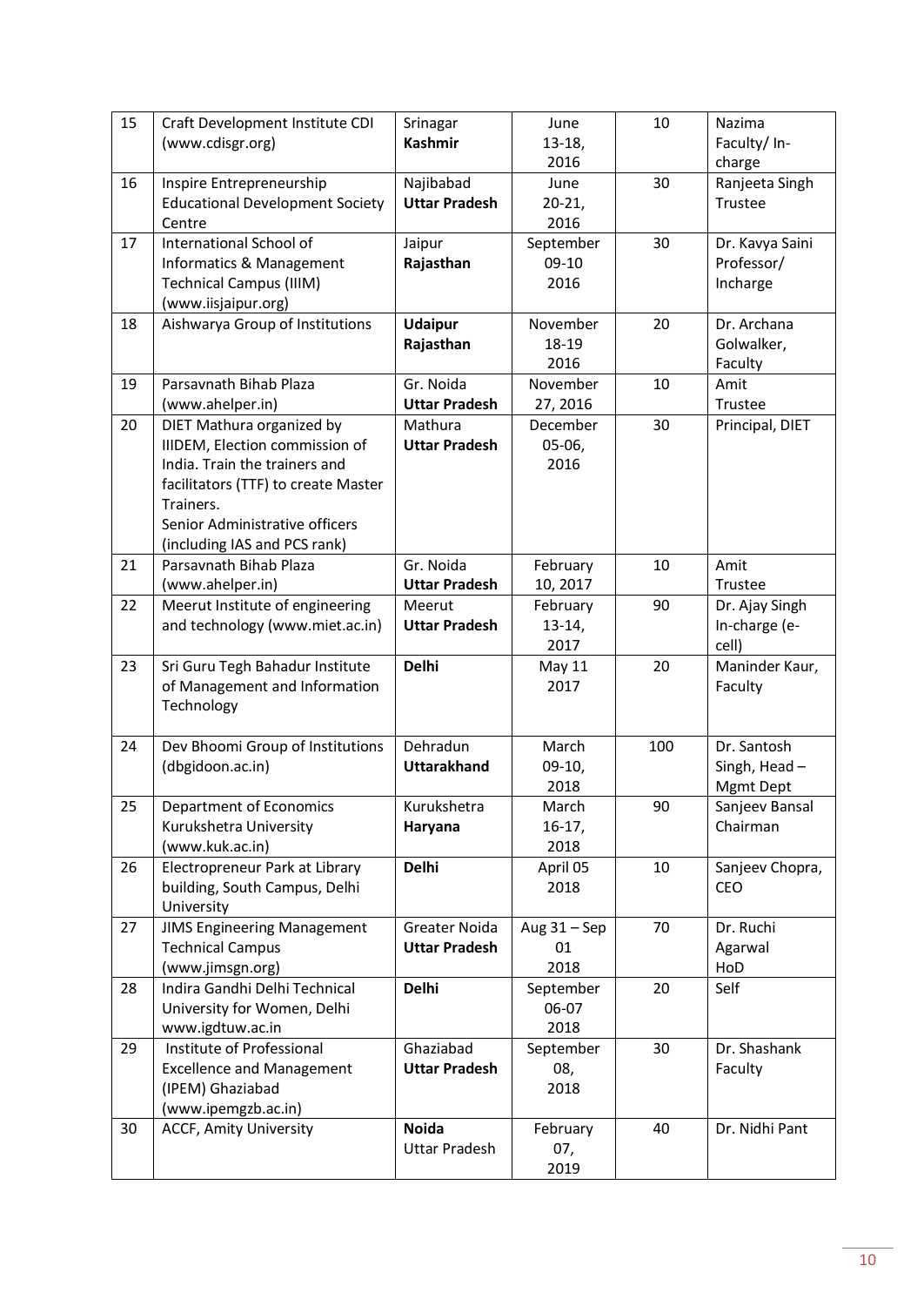| 15 | Craft Development Institute CDI (www.cdisgr.org) | Srinagar **Kashmir** | June 13-18, 2016 | 10 | Nazima Faculty/ In-charge |
|---|---|---|---|---|---|
| 16 | Inspire Entrepreneurship Educational Development Society Centre | Najibabad **Uttar Pradesh** | June 20-21, 2016 | 30 | Ranjeeta Singh Trustee |
| 17 | International School of Informatics & Management Technical Campus (IIIM) (www.iisjaipur.org) | Jaipur **Rajasthan** | September 09-10 2016 | 30 | Dr. Kavya Saini Professor/ Incharge |
| 18 | Aishwarya Group of Institutions | **Udaipur Rajasthan** | November 18-19 2016 | 20 | Dr. Archana Golwalker, Faculty |
| 19 | Parsavnath Bihab Plaza (www.ahelper.in) | Gr. Noida **Uttar Pradesh** | November 27, 2016 | 10 | Amit Trustee |
| 20 | DIET Mathura organized by IIIDEM, Election commission of India. Train the trainers and facilitators (TTF) to create Master Trainers. Senior Administrative officers (including IAS and PCS rank) | Mathura **Uttar Pradesh** | December 05-06, 2016 | 30 | Principal, DIET |
| 21 | Parsavnath Bihab Plaza (www.ahelper.in) | Gr. Noida **Uttar Pradesh** | February 10, 2017 | 10 | Amit Trustee |
| 22 | Meerut Institute of engineering and technology (www.miet.ac.in) | Meerut **Uttar Pradesh** | February 13-14, 2017 | 90 | Dr. Ajay Singh In-charge (e-cell) |
| 23 | Sri Guru Tegh Bahadur Institute of Management and Information Technology | **Delhi** | May 11 2017 | 20 | Maninder Kaur, Faculty |
| 24 | Dev Bhoomi Group of Institutions (dbgidoon.ac.in) | Dehradun **Uttarakhand** | March 09-10, 2018 | 100 | Dr. Santosh Singh, Head – Mgmt Dept |
| 25 | Department of Economics Kurukshetra University (www.kuk.ac.in) | Kurukshetra **Haryana** | March 16-17, 2018 | 90 | Sanjeev Bansal Chairman |
| 26 | Electropreneur Park at Library building, South Campus, Delhi University | **Delhi** | April 05 2018 | 10 | Sanjeev Chopra, CEO |
| 27 | JIMS Engineering Management Technical Campus (www.jimsgn.org) | Greater Noida **Uttar Pradesh** | Aug 31 – Sep 01 2018 | 70 | Dr. Ruchi Agarwal HoD |
| 28 | Indira Gandhi Delhi Technical University for Women, Delhi www.igdtuw.ac.in | **Delhi** | September 06-07 2018 | 20 | Self |
| 29 | Institute of Professional Excellence and Management (IPEM) Ghaziabad (www.ipemgzb.ac.in) | Ghaziabad **Uttar Pradesh** | September 08, 2018 | 30 | Dr. Shashank Faculty |
| 30 | ACCF, Amity University | **Noida** Uttar Pradesh | February 07, 2019 | 40 | Dr. Nidhi Pant |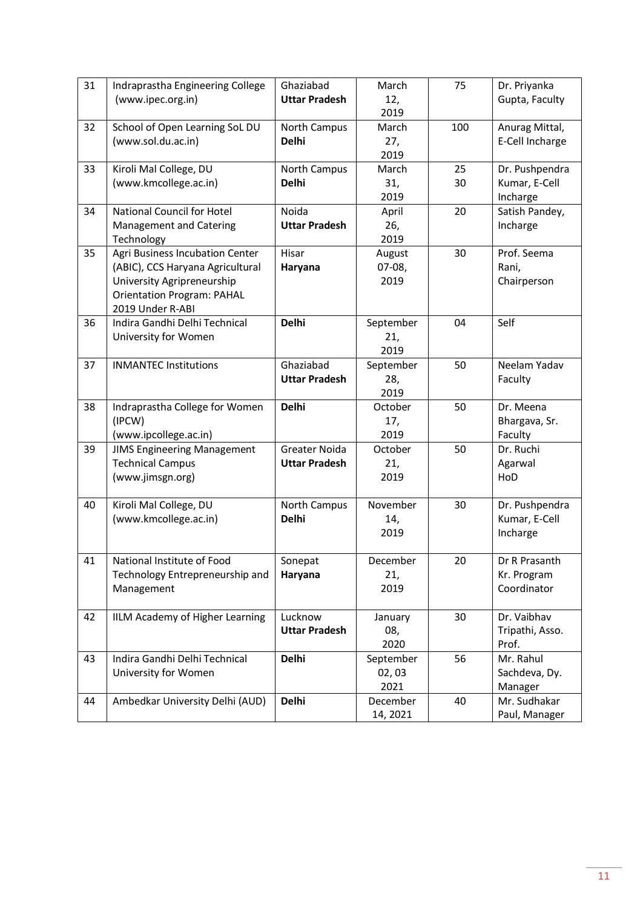| 31 | Indraprastha Engineering College (www.ipec.org.in) | Ghaziabad **Uttar Pradesh** | March 12, 2019 | 75 | Dr. Priyanka Gupta, Faculty |
|---|---|---|---|---|---|
| 32 | School of Open Learning SoL DU (www.sol.du.ac.in) | North Campus **Delhi** | March 27, 2019 | 100 | Anurag Mittal, E-Cell Incharge |
| 33 | Kiroli Mal College, DU (www.kmcollege.ac.in) | North Campus **Delhi** | March 31, 2019 | 25 30 | Dr. Pushpendra Kumar, E-Cell Incharge |
| 34 | National Council for Hotel Management and Catering Technology | Noida **Uttar Pradesh** | April 26, 2019 | 20 | Satish Pandey, Incharge |
| 35 | Agri Business Incubation Center (ABIC), CCS Haryana Agricultural University Agripreneurship Orientation Program: PAHAL 2019 Under R-ABI | Hisar **Haryana** | August 07-08, 2019 | 30 | Prof. Seema Rani, Chairperson |
| 36 | Indira Gandhi Delhi Technical University for Women | **Delhi** | September 21, 2019 | 04 | Self |
| 37 | INMANTEC Institutions | Ghaziabad **Uttar Pradesh** | September 28, 2019 | 50 | Neelam Yadav Faculty |
| 38 | Indraprastha College for Women (IPCW) (www.ipcollege.ac.in) | **Delhi** | October 17, 2019 | 50 | Dr. Meena Bhargava, Sr. Faculty |
| 39 | JIMS Engineering Management Technical Campus (www.jimsgn.org) | Greater Noida **Uttar Pradesh** | October 21, 2019 | 50 | Dr. Ruchi Agarwal HoD |
| 40 | Kiroli Mal College, DU (www.kmcollege.ac.in) | North Campus **Delhi** | November 14, 2019 | 30 | Dr. Pushpendra Kumar, E-Cell Incharge |
| 41 | National Institute of Food Technology Entrepreneurship and Management | Sonepat **Haryana** | December 21, 2019 | 20 | Dr R Prasanth Kr. Program Coordinator |
| 42 | IILM Academy of Higher Learning | Lucknow **Uttar Pradesh** | January 08, 2020 | 30 | Dr. Vaibhav Tripathi, Asso. Prof. |
| 43 | Indira Gandhi Delhi Technical University for Women | **Delhi** | September 02, 03 2021 | 56 | Mr. Rahul Sachdeva, Dy. Manager |
| 44 | Ambedkar University Delhi (AUD) | **Delhi** | December 14, 2021 | 40 | Mr. Sudhakar Paul, Manager |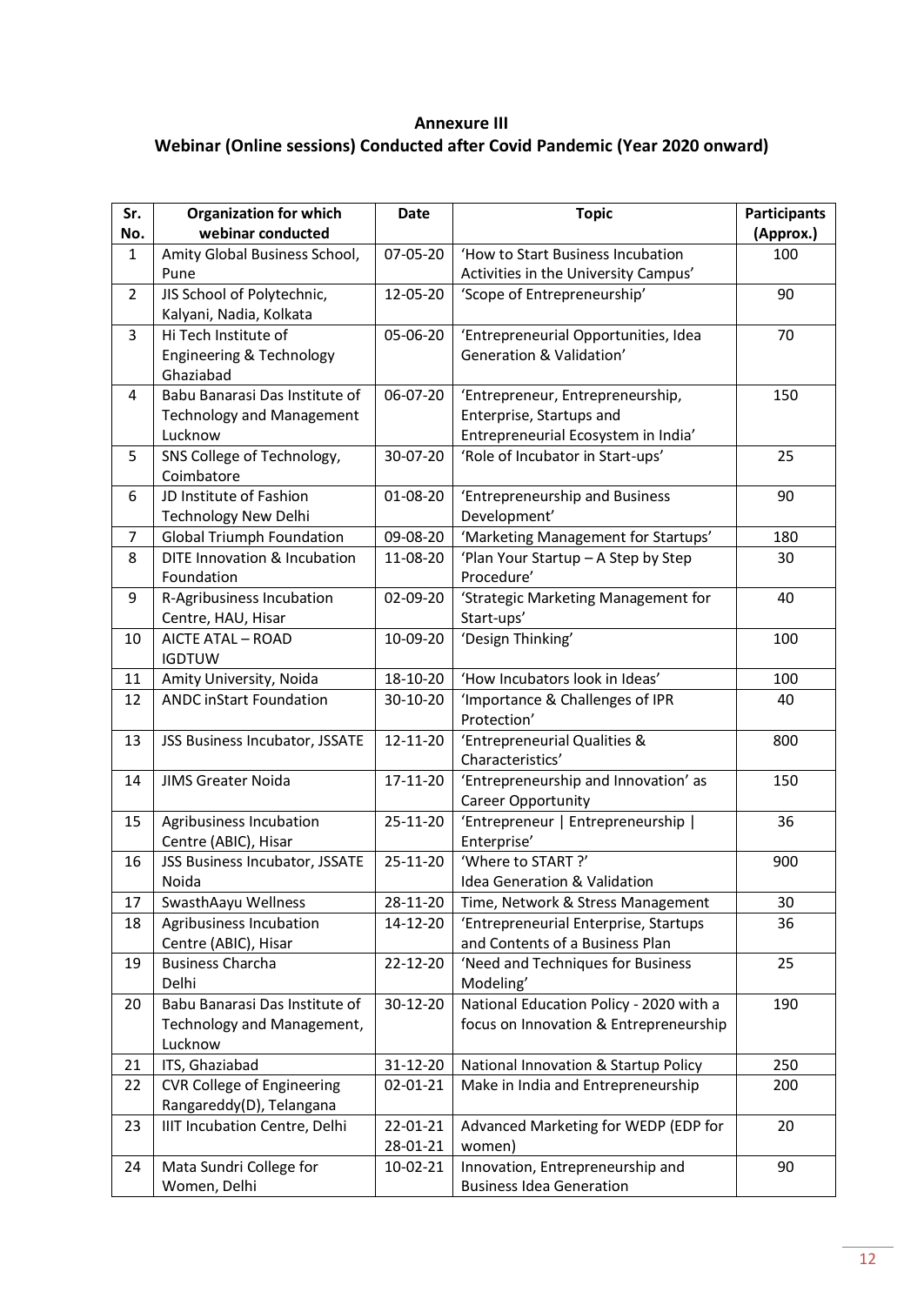**Annexure III**

**Webinar (Online sessions) Conducted after Covid Pandemic (Year 2020 onward)**

| Sr. No. | Organization for which webinar conducted | Date | Topic | Participants (Approx.) |
|---|---|---|---|---|
| 1 | Amity Global Business School, Pune | 07-05-20 | 'How to Start Business Incubation Activities in the University Campus' | 100 |
| 2 | JIS School of Polytechnic, Kalyani, Nadia, Kolkata | 12-05-20 | 'Scope of Entrepreneurship' | 90 |
| 3 | Hi Tech Institute of Engineering & Technology Ghaziabad | 05-06-20 | 'Entrepreneurial Opportunities, Idea Generation & Validation' | 70 |
| 4 | Babu Banarasi Das Institute of Technology and Management Lucknow | 06-07-20 | 'Entrepreneur, Entrepreneurship, Enterprise, Startups and Entrepreneurial Ecosystem in India' | 150 |
| 5 | SNS College of Technology, Coimbatore | 30-07-20 | 'Role of Incubator in Start-ups' | 25 |
| 6 | JD Institute of Fashion Technology New Delhi | 01-08-20 | 'Entrepreneurship and Business Development' | 90 |
| 7 | Global Triumph Foundation | 09-08-20 | 'Marketing Management for Startups' | 180 |
| 8 | DITE Innovation & Incubation Foundation | 11-08-20 | 'Plan Your Startup – A Step by Step Procedure' | 30 |
| 9 | R-Agribusiness Incubation Centre, HAU, Hisar | 02-09-20 | 'Strategic Marketing Management for Start-ups' | 40 |
| 10 | AICTE ATAL – ROAD IGDTUW | 10-09-20 | 'Design Thinking' | 100 |
| 11 | Amity University, Noida | 18-10-20 | 'How Incubators look in Ideas' | 100 |
| 12 | ANDC inStart Foundation | 30-10-20 | 'Importance & Challenges of IPR Protection' | 40 |
| 13 | JSS Business Incubator, JSSATE | 12-11-20 | 'Entrepreneurial Qualities & Characteristics' | 800 |
| 14 | JIMS Greater Noida | 17-11-20 | 'Entrepreneurship and Innovation' as Career Opportunity | 150 |
| 15 | Agribusiness Incubation Centre (ABIC), Hisar | 25-11-20 | 'Entrepreneur \| Entrepreneurship \| Enterprise' | 36 |
| 16 | JSS Business Incubator, JSSATE Noida | 25-11-20 | 'Where to START ?' Idea Generation & Validation | 900 |
| 17 | SwasthAayu Wellness | 28-11-20 | Time, Network & Stress Management | 30 |
| 18 | Agribusiness Incubation Centre (ABIC), Hisar | 14-12-20 | 'Entrepreneurial Enterprise, Startups and Contents of a Business Plan | 36 |
| 19 | Business Charcha Delhi | 22-12-20 | 'Need and Techniques for Business Modeling' | 25 |
| 20 | Babu Banarasi Das Institute of Technology and Management, Lucknow | 30-12-20 | National Education Policy - 2020 with a focus on Innovation & Entrepreneurship | 190 |
| 21 | ITS, Ghaziabad | 31-12-20 | National Innovation & Startup Policy | 250 |
| 22 | CVR College of Engineering Rangareddy(D), Telangana | 02-01-21 | Make in India and Entrepreneurship | 200 |
| 23 | IIIT Incubation Centre, Delhi | 22-01-21 28-01-21 | Advanced Marketing for WEDP (EDP for women) | 20 |
| 24 | Mata Sundri College for Women, Delhi | 10-02-21 | Innovation, Entrepreneurship and Business Idea Generation | 90 |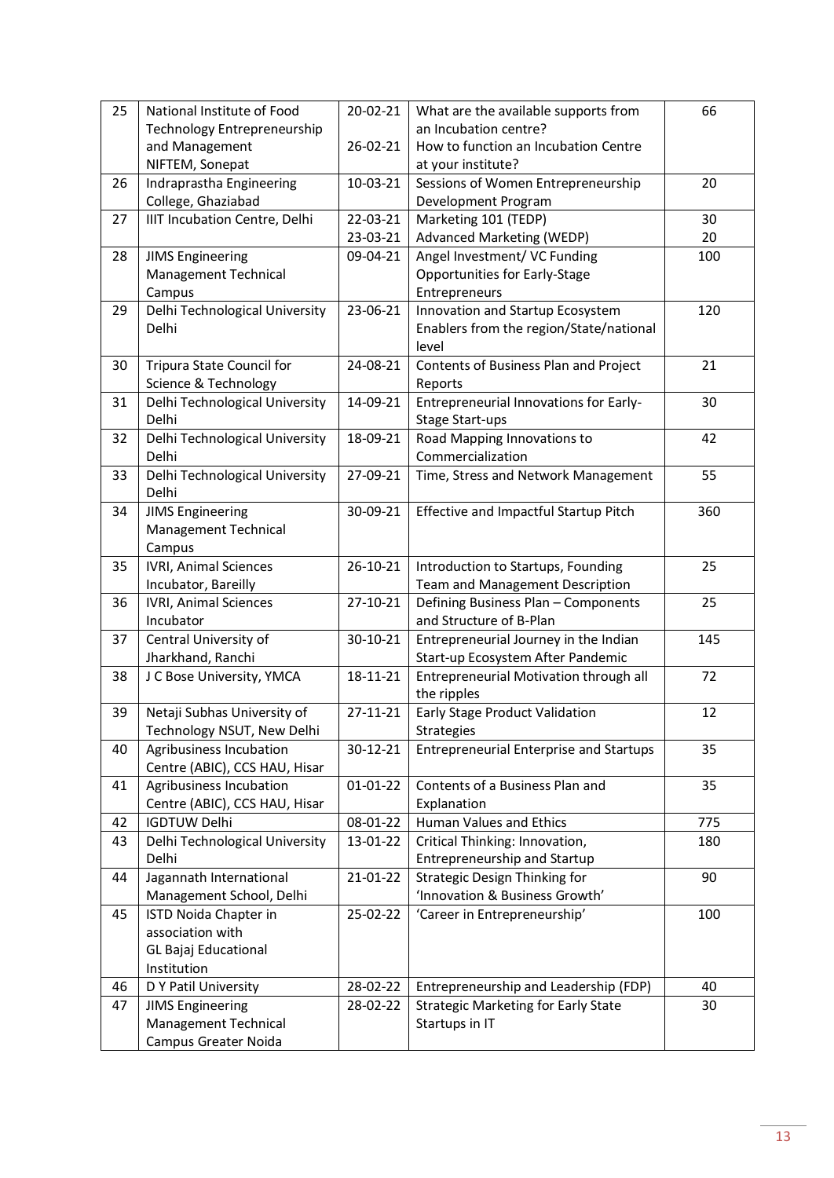| 25 | National Institute of Food Technology Entrepreneurship and Management NIFTEM, Sonepat | 20-02-21<br>26-02-21 | What are the available supports from an Incubation centre?<br>How to function an Incubation Centre at your institute? | 66 |
|---|---|---|---|---|
| 26 | Indraprastha Engineering College, Ghaziabad | 10-03-21 | Sessions of Women Entrepreneurship Development Program | 20 |
| 27 | IIIT Incubation Centre, Delhi | 22-03-21<br>23-03-21 | Marketing 101 (TEDP)<br>Advanced Marketing (WEDP) | 30<br>20 |
| 28 | JIMS Engineering Management Technical Campus | 09-04-21 | Angel Investment/ VC Funding Opportunities for Early-Stage Entrepreneurs | 100 |
| 29 | Delhi Technological University Delhi | 23-06-21 | Innovation and Startup Ecosystem Enablers from the region/State/national level | 120 |
| 30 | Tripura State Council for Science & Technology | 24-08-21 | Contents of Business Plan and Project Reports | 21 |
| 31 | Delhi Technological University Delhi | 14-09-21 | Entrepreneurial Innovations for Early-Stage Start-ups | 30 |
| 32 | Delhi Technological University Delhi | 18-09-21 | Road Mapping Innovations to Commercialization | 42 |
| 33 | Delhi Technological University Delhi | 27-09-21 | Time, Stress and Network Management | 55 |
| 34 | JIMS Engineering Management Technical Campus | 30-09-21 | Effective and Impactful Startup Pitch | 360 |
| 35 | IVRI, Animal Sciences Incubator, Bareilly | 26-10-21 | Introduction to Startups, Founding Team and Management Description | 25 |
| 36 | IVRI, Animal Sciences Incubator | 27-10-21 | Defining Business Plan – Components and Structure of B-Plan | 25 |
| 37 | Central University of Jharkhand, Ranchi | 30-10-21 | Entrepreneurial Journey in the Indian Start-up Ecosystem After Pandemic | 145 |
| 38 | J C Bose University, YMCA | 18-11-21 | Entrepreneurial Motivation through all the ripples | 72 |
| 39 | Netaji Subhas University of Technology NSUT, New Delhi | 27-11-21 | Early Stage Product Validation Strategies | 12 |
| 40 | Agribusiness Incubation Centre (ABIC), CCS HAU, Hisar | 30-12-21 | Entrepreneurial Enterprise and Startups | 35 |
| 41 | Agribusiness Incubation Centre (ABIC), CCS HAU, Hisar | 01-01-22 | Contents of a Business Plan and Explanation | 35 |
| 42 | IGDTUW Delhi | 08-01-22 | Human Values and Ethics | 775 |
| 43 | Delhi Technological University Delhi | 13-01-22 | Critical Thinking: Innovation, Entrepreneurship and Startup | 180 |
| 44 | Jagannath International Management School, Delhi | 21-01-22 | Strategic Design Thinking for 'Innovation & Business Growth' | 90 |
| 45 | ISTD Noida Chapter in association with GL Bajaj Educational Institution | 25-02-22 | 'Career in Entrepreneurship' | 100 |
| 46 | D Y Patil University | 28-02-22 | Entrepreneurship and Leadership (FDP) | 40 |
| 47 | JIMS Engineering Management Technical Campus Greater Noida | 28-02-22 | Strategic Marketing for Early State Startups in IT | 30 |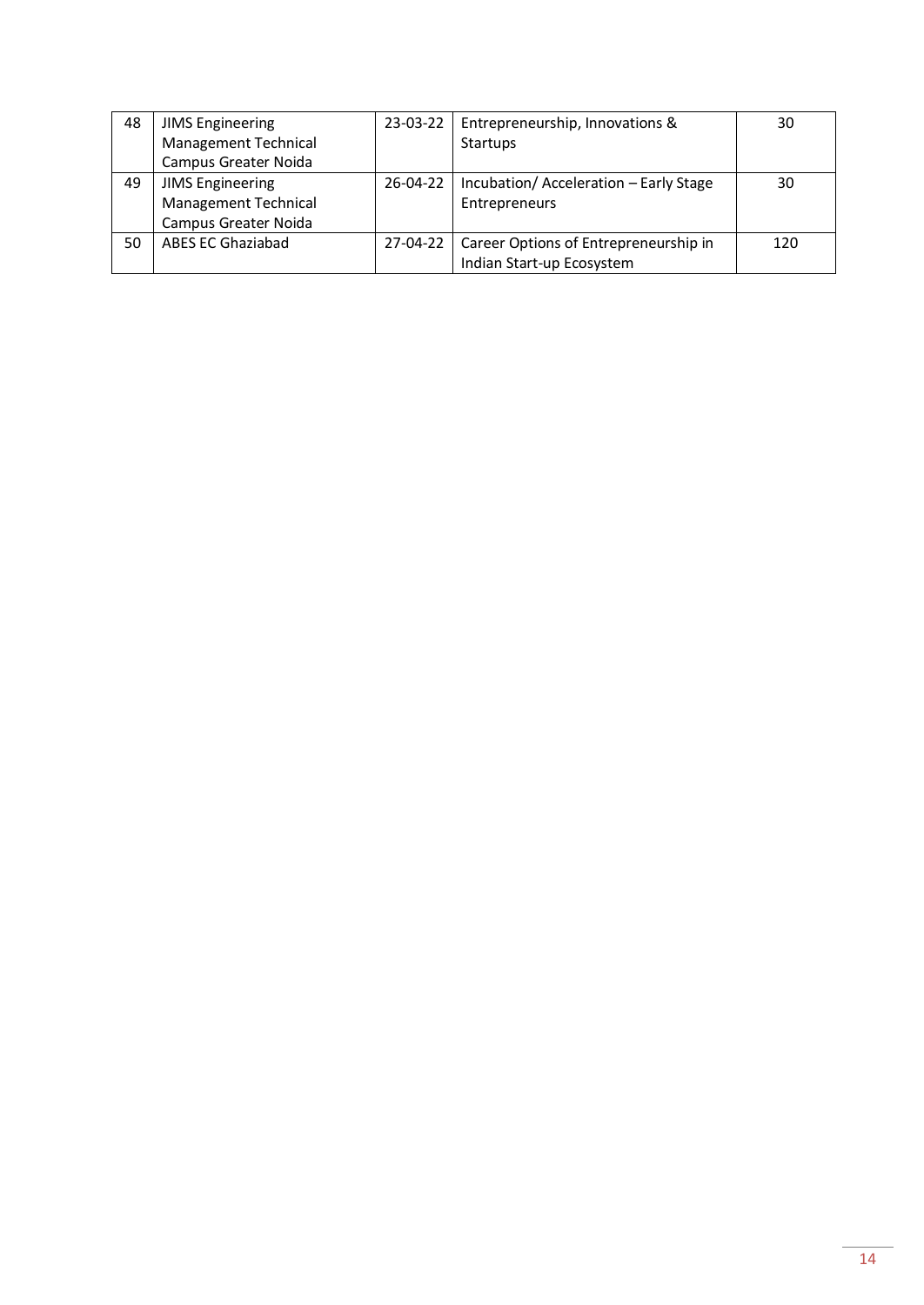| | | | | |
|---|---|---|---|---|
| 48 | JIMS Engineering Management Technical Campus Greater Noida | 23-03-22 | Entrepreneurship, Innovations & Startups | 30 |
| 49 | JIMS Engineering Management Technical Campus Greater Noida | 26-04-22 | Incubation/ Acceleration – Early Stage Entrepreneurs | 30 |
| 50 | ABES EC Ghaziabad | 27-04-22 | Career Options of Entrepreneurship in Indian Start-up Ecosystem | 120 |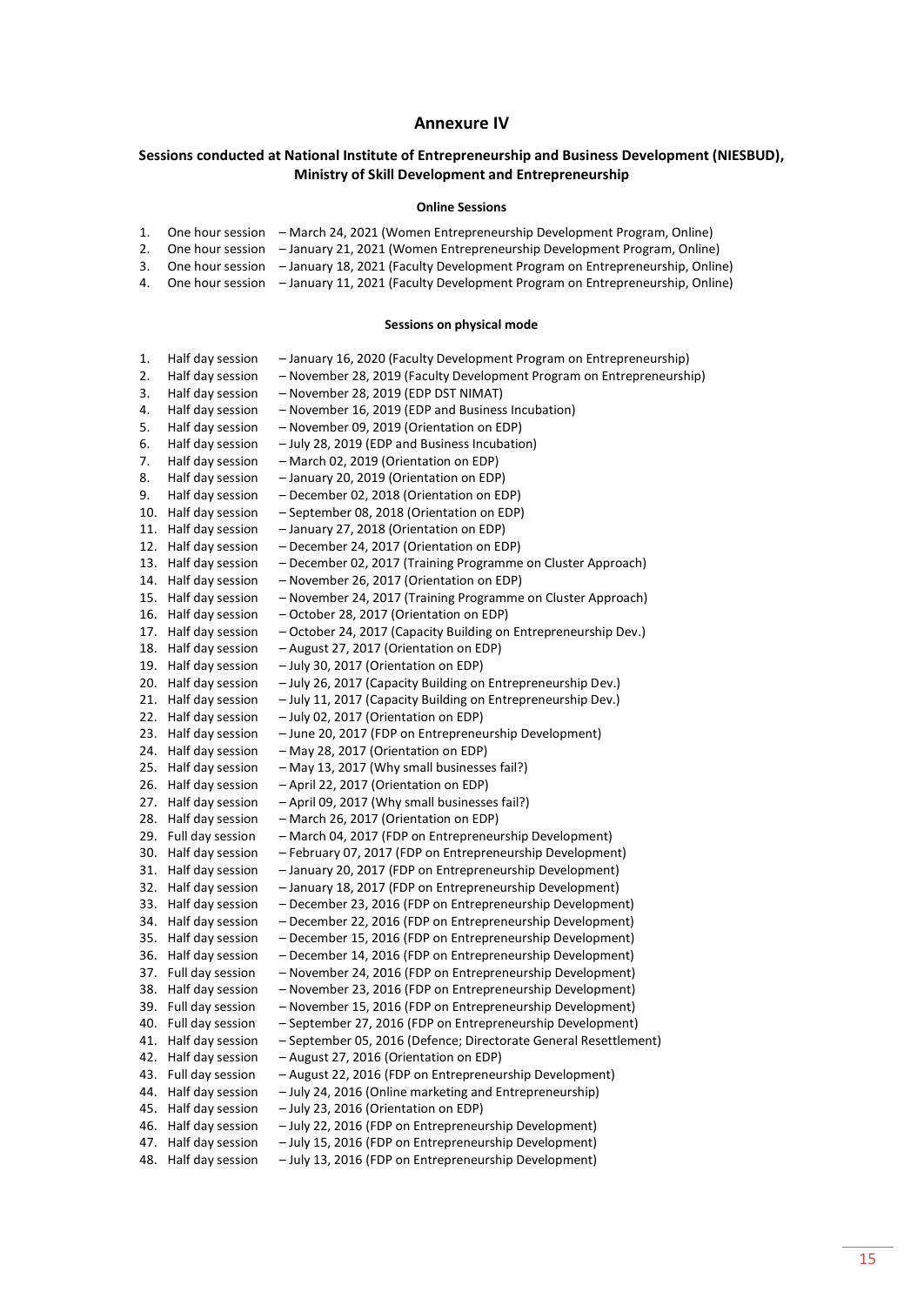# Annexure IV

## Sessions conducted at National Institute of Entrepreneurship and Business Development (NIESBUD), Ministry of Skill Development and Entrepreneurship

### Online Sessions

1. One hour session – March 24, 2021 (Women Entrepreneurship Development Program, Online)
2. One hour session – January 21, 2021 (Women Entrepreneurship Development Program, Online)
3. One hour session – January 18, 2021 (Faculty Development Program on Entrepreneurship, Online)
4. One hour session – January 11, 2021 (Faculty Development Program on Entrepreneurship, Online)

### Sessions on physical mode

1. Half day session – January 16, 2020 (Faculty Development Program on Entrepreneurship)
2. Half day session – November 28, 2019 (Faculty Development Program on Entrepreneurship)
3. Half day session – November 28, 2019 (EDP DST NIMAT)
4. Half day session – November 16, 2019 (EDP and Business Incubation)
5. Half day session – November 09, 2019 (Orientation on EDP)
6. Half day session – July 28, 2019 (EDP and Business Incubation)
7. Half day session – March 02, 2019 (Orientation on EDP)
8. Half day session – January 20, 2019 (Orientation on EDP)
9. Half day session – December 02, 2018 (Orientation on EDP)
10. Half day session – September 08, 2018 (Orientation on EDP)
11. Half day session – January 27, 2018 (Orientation on EDP)
12. Half day session – December 24, 2017 (Orientation on EDP)
13. Half day session – December 02, 2017 (Training Programme on Cluster Approach)
14. Half day session – November 26, 2017 (Orientation on EDP)
15. Half day session – November 24, 2017 (Training Programme on Cluster Approach)
16. Half day session – October 28, 2017 (Orientation on EDP)
17. Half day session – October 24, 2017 (Capacity Building on Entrepreneurship Dev.)
18. Half day session – August 27, 2017 (Orientation on EDP)
19. Half day session – July 30, 2017 (Orientation on EDP)
20. Half day session – July 26, 2017 (Capacity Building on Entrepreneurship Dev.)
21. Half day session – July 11, 2017 (Capacity Building on Entrepreneurship Dev.)
22. Half day session – July 02, 2017 (Orientation on EDP)
23. Half day session – June 20, 2017 (FDP on Entrepreneurship Development)
24. Half day session – May 28, 2017 (Orientation on EDP)
25. Half day session – May 13, 2017 (Why small businesses fail?)
26. Half day session – April 22, 2017 (Orientation on EDP)
27. Half day session – April 09, 2017 (Why small businesses fail?)
28. Half day session – March 26, 2017 (Orientation on EDP)
29. Full day session – March 04, 2017 (FDP on Entrepreneurship Development)
30. Half day session – February 07, 2017 (FDP on Entrepreneurship Development)
31. Half day session – January 20, 2017 (FDP on Entrepreneurship Development)
32. Half day session – January 18, 2017 (FDP on Entrepreneurship Development)
33. Half day session – December 23, 2016 (FDP on Entrepreneurship Development)
34. Half day session – December 22, 2016 (FDP on Entrepreneurship Development)
35. Half day session – December 15, 2016 (FDP on Entrepreneurship Development)
36. Half day session – December 14, 2016 (FDP on Entrepreneurship Development)
37. Full day session – November 24, 2016 (FDP on Entrepreneurship Development)
38. Half day session – November 23, 2016 (FDP on Entrepreneurship Development)
39. Full day session – November 15, 2016 (FDP on Entrepreneurship Development)
40. Full day session – September 27, 2016 (FDP on Entrepreneurship Development)
41. Half day session – September 05, 2016 (Defence; Directorate General Resettlement)
42. Half day session – August 27, 2016 (Orientation on EDP)
43. Full day session – August 22, 2016 (FDP on Entrepreneurship Development)
44. Half day session – July 24, 2016 (Online marketing and Entrepreneurship)
45. Half day session – July 23, 2016 (Orientation on EDP)
46. Half day session – July 22, 2016 (FDP on Entrepreneurship Development)
47. Half day session – July 15, 2016 (FDP on Entrepreneurship Development)
48. Half day session – July 13, 2016 (FDP on Entrepreneurship Development)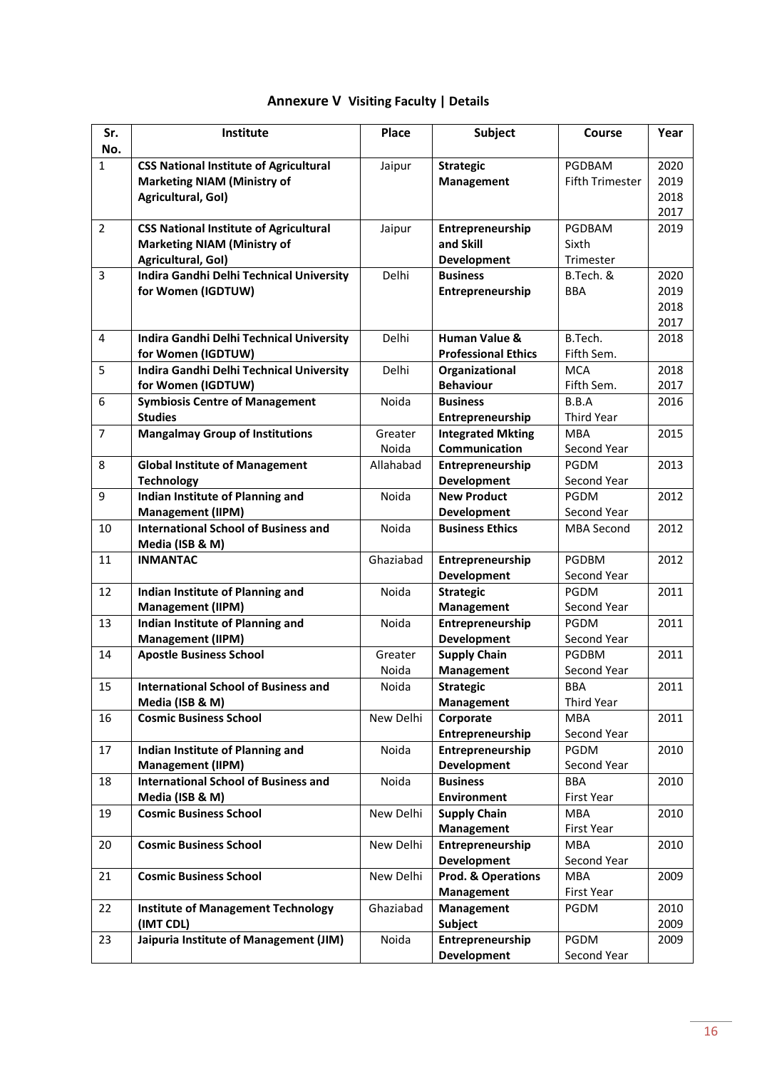## Annexure V Visiting Faculty | Details

| Sr. No. | Institute | Place | Subject | Course | Year |
|---|---|---|---|---|---|
| 1 | **CSS National Institute of Agricultural Marketing NIAM (Ministry of Agricultural, GoI)** | Jaipur | **Strategic Management** | PGDBAM Fifth Trimester | 2020 2019 2018 2017 |
| 2 | **CSS National Institute of Agricultural Marketing NIAM (Ministry of Agricultural, GoI)** | Jaipur | **Entrepreneurship and Skill Development** | PGDBAM Sixth Trimester | 2019 |
| 3 | **Indira Gandhi Delhi Technical University for Women (IGDTUW)** | Delhi | **Business Entrepreneurship** | B.Tech. & BBA | 2020 2019 2018 2017 |
| 4 | **Indira Gandhi Delhi Technical University for Women (IGDTUW)** | Delhi | **Human Value & Professional Ethics** | B.Tech. Fifth Sem. | 2018 |
| 5 | **Indira Gandhi Delhi Technical University for Women (IGDTUW)** | Delhi | **Organizational Behaviour** | MCA Fifth Sem. | 2018 2017 |
| 6 | **Symbiosis Centre of Management Studies** | Noida | **Business Entrepreneurship** | B.B.A Third Year | 2016 |
| 7 | **Mangalmay Group of Institutions** | Greater Noida | **Integrated Mkting Communication** | MBA Second Year | 2015 |
| 8 | **Global Institute of Management Technology** | Allahabad | **Entrepreneurship Development** | PGDM Second Year | 2013 |
| 9 | **Indian Institute of Planning and Management (IIPM)** | Noida | **New Product Development** | PGDM Second Year | 2012 |
| 10 | **International School of Business and Media (ISB & M)** | Noida | **Business Ethics** | MBA Second | 2012 |
| 11 | **INMANTAC** | Ghaziabad | **Entrepreneurship Development** | PGDBM Second Year | 2012 |
| 12 | **Indian Institute of Planning and Management (IIPM)** | Noida | **Strategic Management** | PGDM Second Year | 2011 |
| 13 | **Indian Institute of Planning and Management (IIPM)** | Noida | **Entrepreneurship Development** | PGDM Second Year | 2011 |
| 14 | **Apostle Business School** | Greater Noida | **Supply Chain Management** | PGDBM Second Year | 2011 |
| 15 | **International School of Business and Media (ISB & M)** | Noida | **Strategic Management** | BBA Third Year | 2011 |
| 16 | **Cosmic Business School** | New Delhi | **Corporate Entrepreneurship** | MBA Second Year | 2011 |
| 17 | **Indian Institute of Planning and Management (IIPM)** | Noida | **Entrepreneurship Development** | PGDM Second Year | 2010 |
| 18 | **International School of Business and Media (ISB & M)** | Noida | **Business Environment** | BBA First Year | 2010 |
| 19 | **Cosmic Business School** | New Delhi | **Supply Chain Management** | MBA First Year | 2010 |
| 20 | **Cosmic Business School** | New Delhi | **Entrepreneurship Development** | MBA Second Year | 2010 |
| 21 | **Cosmic Business School** | New Delhi | **Prod. & Operations Management** | MBA First Year | 2009 |
| 22 | **Institute of Management Technology (IMT CDL)** | Ghaziabad | **Management Subject** | PGDM | 2010 2009 |
| 23 | **Jaipuria Institute of Management (JIM)** | Noida | **Entrepreneurship Development** | PGDM Second Year | 2009 |